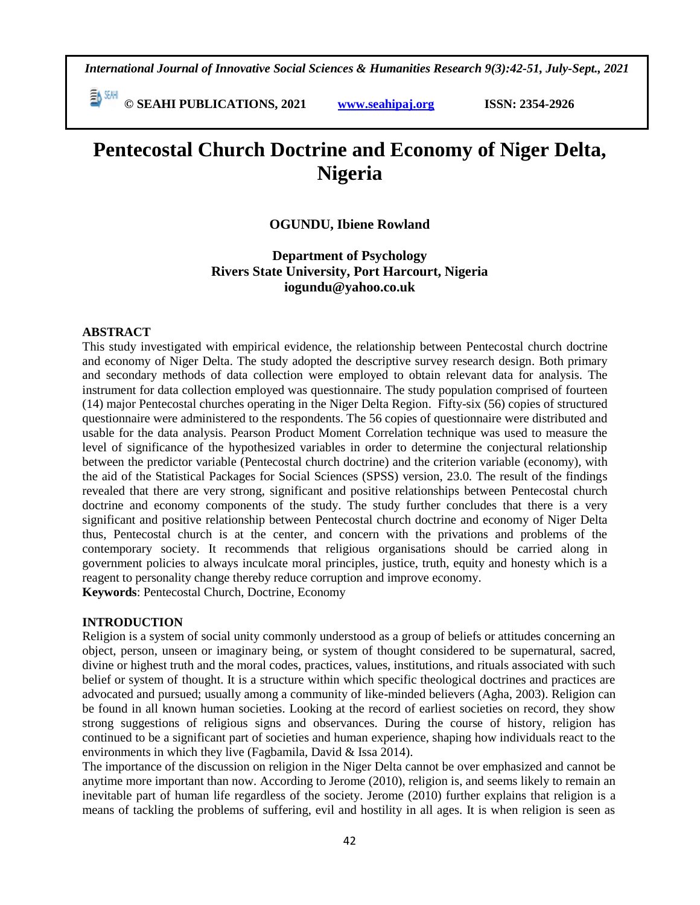# Pentecostal Church Doctrine and Economy of Niger Delta, Nigeria

**OGUNDU, Ibiene Rowland**

**Department of Psychology**
**Rivers State University, Port Harcourt, Nigeria**
**iogundu@yahoo.co.uk**

## ABSTRACT

This study investigated with empirical evidence, the relationship between Pentecostal church doctrine and economy of Niger Delta. The study adopted the descriptive survey research design. Both primary and secondary methods of data collection were employed to obtain relevant data for analysis. The instrument for data collection employed was questionnaire. The study population comprised of fourteen (14) major Pentecostal churches operating in the Niger Delta Region. Fifty-six (56) copies of structured questionnaire were administered to the respondents. The 56 copies of questionnaire were distributed and usable for the data analysis. Pearson Product Moment Correlation technique was used to measure the level of significance of the hypothesized variables in order to determine the conjectural relationship between the predictor variable (Pentecostal church doctrine) and the criterion variable (economy), with the aid of the Statistical Packages for Social Sciences (SPSS) version, 23.0. The result of the findings revealed that there are very strong, significant and positive relationships between Pentecostal church doctrine and economy components of the study. The study further concludes that there is a very significant and positive relationship between Pentecostal church doctrine and economy of Niger Delta thus, Pentecostal church is at the center, and concern with the privations and problems of the contemporary society. It recommends that religious organisations should be carried along in government policies to always inculcate moral principles, justice, truth, equity and honesty which is a reagent to personality change thereby reduce corruption and improve economy.

**Keywords**: Pentecostal Church, Doctrine, Economy

## INTRODUCTION

Religion is a system of social unity commonly understood as a group of beliefs or attitudes concerning an object, person, unseen or imaginary being, or system of thought considered to be supernatural, sacred, divine or highest truth and the moral codes, practices, values, institutions, and rituals associated with such belief or system of thought. It is a structure within which specific theological doctrines and practices are advocated and pursued; usually among a community of like-minded believers (Agha, 2003). Religion can be found in all known human societies. Looking at the record of earliest societies on record, they show strong suggestions of religious signs and observances. During the course of history, religion has continued to be a significant part of societies and human experience, shaping how individuals react to the environments in which they live (Fagbamila, David & Issa 2014).

The importance of the discussion on religion in the Niger Delta cannot be over emphasized and cannot be anytime more important than now. According to Jerome (2010), religion is, and seems likely to remain an inevitable part of human life regardless of the society. Jerome (2010) further explains that religion is a means of tackling the problems of suffering, evil and hostility in all ages. It is when religion is seen as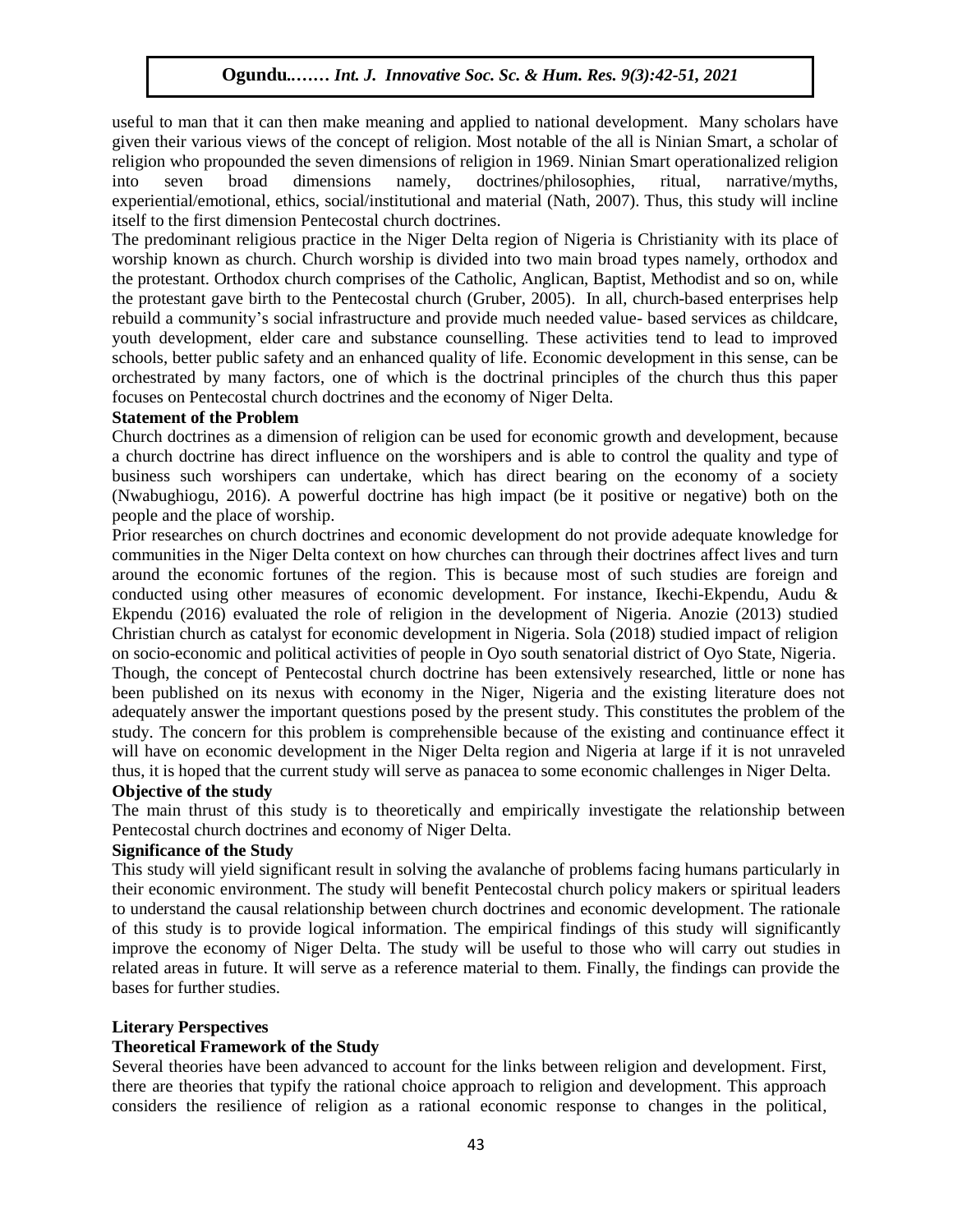useful to man that it can then make meaning and applied to national development. Many scholars have given their various views of the concept of religion. Most notable of the all is Ninian Smart, a scholar of religion who propounded the seven dimensions of religion in 1969. Ninian Smart operationalized religion into seven broad dimensions namely, doctrines/philosophies, ritual, narrative/myths, experiential/emotional, ethics, social/institutional and material (Nath, 2007). Thus, this study will incline itself to the first dimension Pentecostal church doctrines.

The predominant religious practice in the Niger Delta region of Nigeria is Christianity with its place of worship known as church. Church worship is divided into two main broad types namely, orthodox and the protestant. Orthodox church comprises of the Catholic, Anglican, Baptist, Methodist and so on, while the protestant gave birth to the Pentecostal church (Gruber, 2005). In all, church-based enterprises help rebuild a community's social infrastructure and provide much needed value- based services as childcare, youth development, elder care and substance counselling. These activities tend to lead to improved schools, better public safety and an enhanced quality of life. Economic development in this sense, can be orchestrated by many factors, one of which is the doctrinal principles of the church thus this paper focuses on Pentecostal church doctrines and the economy of Niger Delta.

**Statement of the Problem**

Church doctrines as a dimension of religion can be used for economic growth and development, because a church doctrine has direct influence on the worshipers and is able to control the quality and type of business such worshipers can undertake, which has direct bearing on the economy of a society (Nwabughiogu, 2016). A powerful doctrine has high impact (be it positive or negative) both on the people and the place of worship.

Prior researches on church doctrines and economic development do not provide adequate knowledge for communities in the Niger Delta context on how churches can through their doctrines affect lives and turn around the economic fortunes of the region. This is because most of such studies are foreign and conducted using other measures of economic development. For instance, Ikechi-Ekpendu, Audu & Ekpendu (2016) evaluated the role of religion in the development of Nigeria. Anozie (2013) studied Christian church as catalyst for economic development in Nigeria. Sola (2018) studied impact of religion on socio-economic and political activities of people in Oyo south senatorial district of Oyo State, Nigeria. Though, the concept of Pentecostal church doctrine has been extensively researched, little or none has been published on its nexus with economy in the Niger, Nigeria and the existing literature does not adequately answer the important questions posed by the present study. This constitutes the problem of the study. The concern for this problem is comprehensible because of the existing and continuance effect it will have on economic development in the Niger Delta region and Nigeria at large if it is not unraveled thus, it is hoped that the current study will serve as panacea to some economic challenges in Niger Delta.

**Objective of the study**

The main thrust of this study is to theoretically and empirically investigate the relationship between Pentecostal church doctrines and economy of Niger Delta.

**Significance of the Study**

This study will yield significant result in solving the avalanche of problems facing humans particularly in their economic environment. The study will benefit Pentecostal church policy makers or spiritual leaders to understand the causal relationship between church doctrines and economic development. The rationale of this study is to provide logical information. The empirical findings of this study will significantly improve the economy of Niger Delta. The study will be useful to those who will carry out studies in related areas in future. It will serve as a reference material to them. Finally, the findings can provide the bases for further studies.

**Literary Perspectives**

**Theoretical Framework of the Study**

Several theories have been advanced to account for the links between religion and development. First, there are theories that typify the rational choice approach to religion and development. This approach considers the resilience of religion as a rational economic response to changes in the political,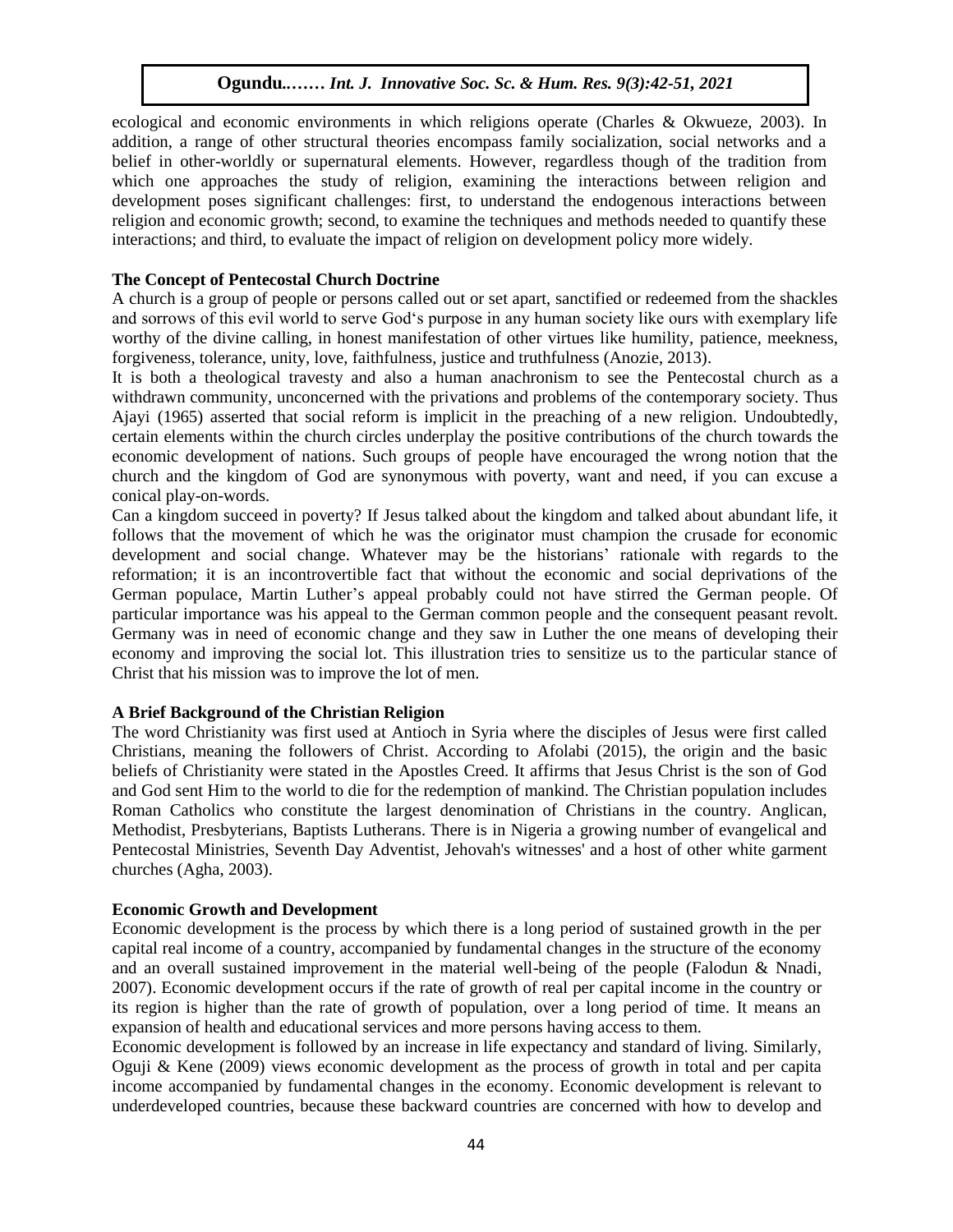ecological and economic environments in which religions operate (Charles & Okwueze, 2003). In addition, a range of other structural theories encompass family socialization, social networks and a belief in other-worldly or supernatural elements. However, regardless though of the tradition from which one approaches the study of religion, examining the interactions between religion and development poses significant challenges: first, to understand the endogenous interactions between religion and economic growth; second, to examine the techniques and methods needed to quantify these interactions; and third, to evaluate the impact of religion on development policy more widely.

**The Concept of Pentecostal Church Doctrine**

A church is a group of people or persons called out or set apart, sanctified or redeemed from the shackles and sorrows of this evil world to serve God's purpose in any human society like ours with exemplary life worthy of the divine calling, in honest manifestation of other virtues like humility, patience, meekness, forgiveness, tolerance, unity, love, faithfulness, justice and truthfulness (Anozie, 2013).

It is both a theological travesty and also a human anachronism to see the Pentecostal church as a withdrawn community, unconcerned with the privations and problems of the contemporary society. Thus Ajayi (1965) asserted that social reform is implicit in the preaching of a new religion. Undoubtedly, certain elements within the church circles underplay the positive contributions of the church towards the economic development of nations. Such groups of people have encouraged the wrong notion that the church and the kingdom of God are synonymous with poverty, want and need, if you can excuse a conical play-on-words.

Can a kingdom succeed in poverty? If Jesus talked about the kingdom and talked about abundant life, it follows that the movement of which he was the originator must champion the crusade for economic development and social change. Whatever may be the historians' rationale with regards to the reformation; it is an incontrovertible fact that without the economic and social deprivations of the German populace, Martin Luther's appeal probably could not have stirred the German people. Of particular importance was his appeal to the German common people and the consequent peasant revolt. Germany was in need of economic change and they saw in Luther the one means of developing their economy and improving the social lot. This illustration tries to sensitize us to the particular stance of Christ that his mission was to improve the lot of men.

**A Brief Background of the Christian Religion**

The word Christianity was first used at Antioch in Syria where the disciples of Jesus were first called Christians, meaning the followers of Christ. According to Afolabi (2015), the origin and the basic beliefs of Christianity were stated in the Apostles Creed. It affirms that Jesus Christ is the son of God and God sent Him to the world to die for the redemption of mankind. The Christian population includes Roman Catholics who constitute the largest denomination of Christians in the country. Anglican, Methodist, Presbyterians, Baptists Lutherans. There is in Nigeria a growing number of evangelical and Pentecostal Ministries, Seventh Day Adventist, Jehovah's witnesses' and a host of other white garment churches (Agha, 2003).

**Economic Growth and Development**

Economic development is the process by which there is a long period of sustained growth in the per capital real income of a country, accompanied by fundamental changes in the structure of the economy and an overall sustained improvement in the material well-being of the people (Falodun & Nnadi, 2007). Economic development occurs if the rate of growth of real per capital income in the country or its region is higher than the rate of growth of population, over a long period of time. It means an expansion of health and educational services and more persons having access to them.

Economic development is followed by an increase in life expectancy and standard of living. Similarly, Oguji & Kene (2009) views economic development as the process of growth in total and per capita income accompanied by fundamental changes in the economy. Economic development is relevant to underdeveloped countries, because these backward countries are concerned with how to develop and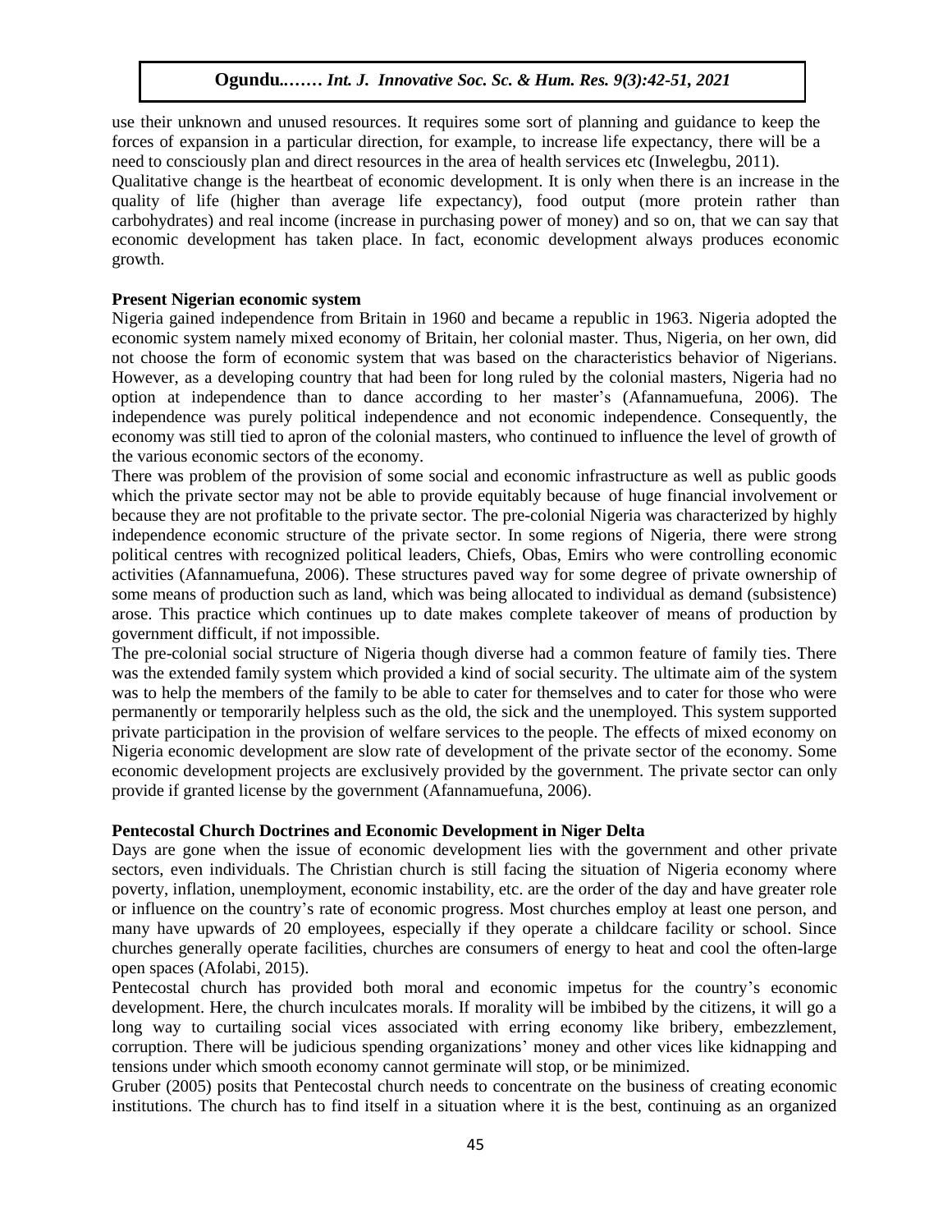use their unknown and unused resources. It requires some sort of planning and guidance to keep the forces of expansion in a particular direction, for example, to increase life expectancy, there will be a need to consciously plan and direct resources in the area of health services etc (Inwelegbu, 2011).

Qualitative change is the heartbeat of economic development. It is only when there is an increase in the quality of life (higher than average life expectancy), food output (more protein rather than carbohydrates) and real income (increase in purchasing power of money) and so on, that we can say that economic development has taken place. In fact, economic development always produces economic growth.

**Present Nigerian economic system**

Nigeria gained independence from Britain in 1960 and became a republic in 1963. Nigeria adopted the economic system namely mixed economy of Britain, her colonial master. Thus, Nigeria, on her own, did not choose the form of economic system that was based on the characteristics behavior of Nigerians. However, as a developing country that had been for long ruled by the colonial masters, Nigeria had no option at independence than to dance according to her master's (Afannamuefuna, 2006). The independence was purely political independence and not economic independence. Consequently, the economy was still tied to apron of the colonial masters, who continued to influence the level of growth of the various economic sectors of the economy.

There was problem of the provision of some social and economic infrastructure as well as public goods which the private sector may not be able to provide equitably because of huge financial involvement or because they are not profitable to the private sector. The pre-colonial Nigeria was characterized by highly independence economic structure of the private sector. In some regions of Nigeria, there were strong political centres with recognized political leaders, Chiefs, Obas, Emirs who were controlling economic activities (Afannamuefuna, 2006). These structures paved way for some degree of private ownership of some means of production such as land, which was being allocated to individual as demand (subsistence) arose. This practice which continues up to date makes complete takeover of means of production by government difficult, if not impossible.

The pre-colonial social structure of Nigeria though diverse had a common feature of family ties. There was the extended family system which provided a kind of social security. The ultimate aim of the system was to help the members of the family to be able to cater for themselves and to cater for those who were permanently or temporarily helpless such as the old, the sick and the unemployed. This system supported private participation in the provision of welfare services to the people. The effects of mixed economy on Nigeria economic development are slow rate of development of the private sector of the economy. Some economic development projects are exclusively provided by the government. The private sector can only provide if granted license by the government (Afannamuefuna, 2006).

**Pentecostal Church Doctrines and Economic Development in Niger Delta**

Days are gone when the issue of economic development lies with the government and other private sectors, even individuals. The Christian church is still facing the situation of Nigeria economy where poverty, inflation, unemployment, economic instability, etc. are the order of the day and have greater role or influence on the country's rate of economic progress. Most churches employ at least one person, and many have upwards of 20 employees, especially if they operate a childcare facility or school. Since churches generally operate facilities, churches are consumers of energy to heat and cool the often-large open spaces (Afolabi, 2015).

Pentecostal church has provided both moral and economic impetus for the country's economic development. Here, the church inculcates morals. If morality will be imbibed by the citizens, it will go a long way to curtailing social vices associated with erring economy like bribery, embezzlement, corruption. There will be judicious spending organizations' money and other vices like kidnapping and tensions under which smooth economy cannot germinate will stop, or be minimized.

Gruber (2005) posits that Pentecostal church needs to concentrate on the business of creating economic institutions. The church has to find itself in a situation where it is the best, continuing as an organized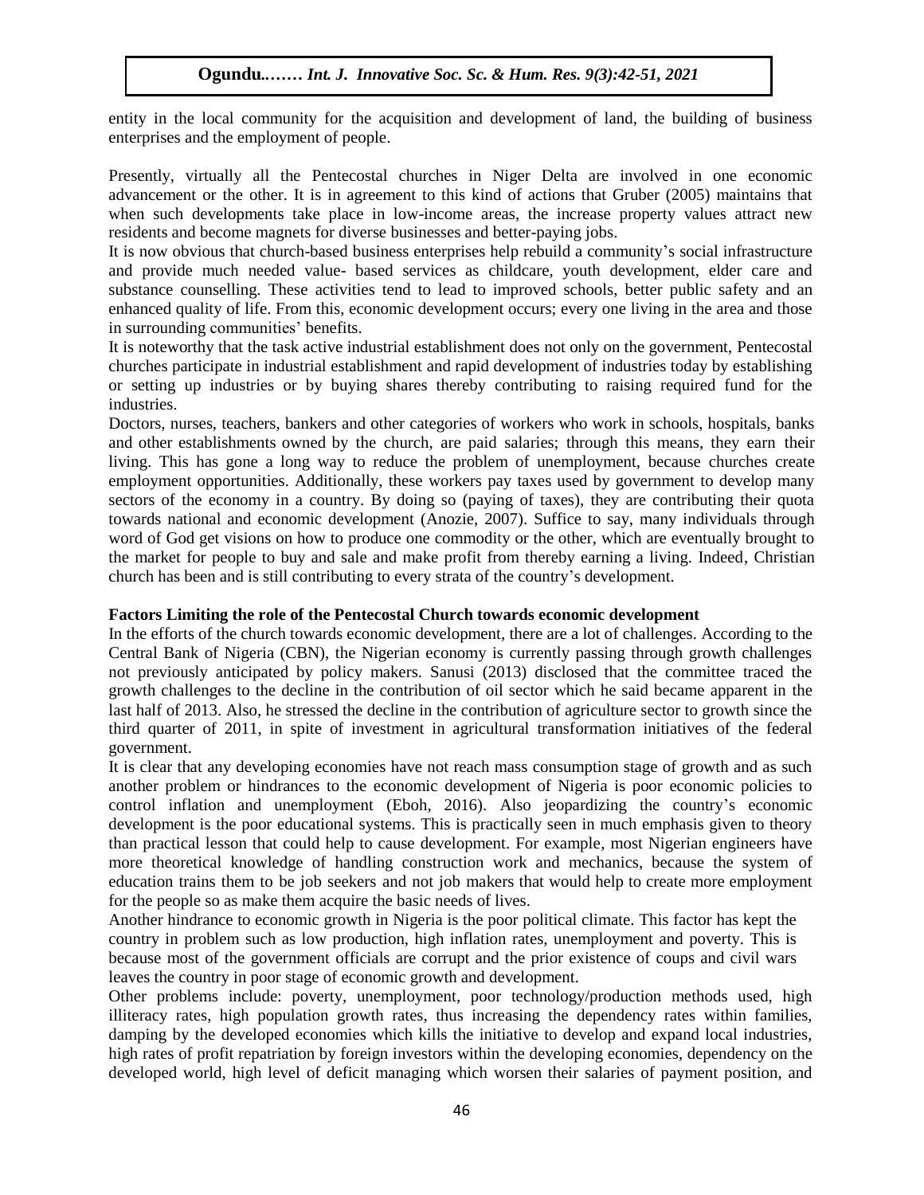entity in the local community for the acquisition and development of land, the building of business enterprises and the employment of people.

Presently, virtually all the Pentecostal churches in Niger Delta are involved in one economic advancement or the other. It is in agreement to this kind of actions that Gruber (2005) maintains that when such developments take place in low-income areas, the increase property values attract new residents and become magnets for diverse businesses and better-paying jobs.

It is now obvious that church-based business enterprises help rebuild a community's social infrastructure and provide much needed value- based services as childcare, youth development, elder care and substance counselling. These activities tend to lead to improved schools, better public safety and an enhanced quality of life. From this, economic development occurs; every one living in the area and those in surrounding communities' benefits.

It is noteworthy that the task active industrial establishment does not only on the government, Pentecostal churches participate in industrial establishment and rapid development of industries today by establishing or setting up industries or by buying shares thereby contributing to raising required fund for the industries.

Doctors, nurses, teachers, bankers and other categories of workers who work in schools, hospitals, banks and other establishments owned by the church, are paid salaries; through this means, they earn their living. This has gone a long way to reduce the problem of unemployment, because churches create employment opportunities. Additionally, these workers pay taxes used by government to develop many sectors of the economy in a country. By doing so (paying of taxes), they are contributing their quota towards national and economic development (Anozie, 2007). Suffice to say, many individuals through word of God get visions on how to produce one commodity or the other, which are eventually brought to the market for people to buy and sale and make profit from thereby earning a living. Indeed, Christian church has been and is still contributing to every strata of the country's development.

**Factors Limiting the role of the Pentecostal Church towards economic development**

In the efforts of the church towards economic development, there are a lot of challenges. According to the Central Bank of Nigeria (CBN), the Nigerian economy is currently passing through growth challenges not previously anticipated by policy makers. Sanusi (2013) disclosed that the committee traced the growth challenges to the decline in the contribution of oil sector which he said became apparent in the last half of 2013. Also, he stressed the decline in the contribution of agriculture sector to growth since the third quarter of 2011, in spite of investment in agricultural transformation initiatives of the federal government.

It is clear that any developing economies have not reach mass consumption stage of growth and as such another problem or hindrances to the economic development of Nigeria is poor economic policies to control inflation and unemployment (Eboh, 2016). Also jeopardizing the country's economic development is the poor educational systems. This is practically seen in much emphasis given to theory than practical lesson that could help to cause development. For example, most Nigerian engineers have more theoretical knowledge of handling construction work and mechanics, because the system of education trains them to be job seekers and not job makers that would help to create more employment for the people so as make them acquire the basic needs of lives.

Another hindrance to economic growth in Nigeria is the poor political climate. This factor has kept the country in problem such as low production, high inflation rates, unemployment and poverty. This is because most of the government officials are corrupt and the prior existence of coups and civil wars leaves the country in poor stage of economic growth and development.

Other problems include: poverty, unemployment, poor technology/production methods used, high illiteracy rates, high population growth rates, thus increasing the dependency rates within families, damping by the developed economies which kills the initiative to develop and expand local industries, high rates of profit repatriation by foreign investors within the developing economies, dependency on the developed world, high level of deficit managing which worsen their salaries of payment position, and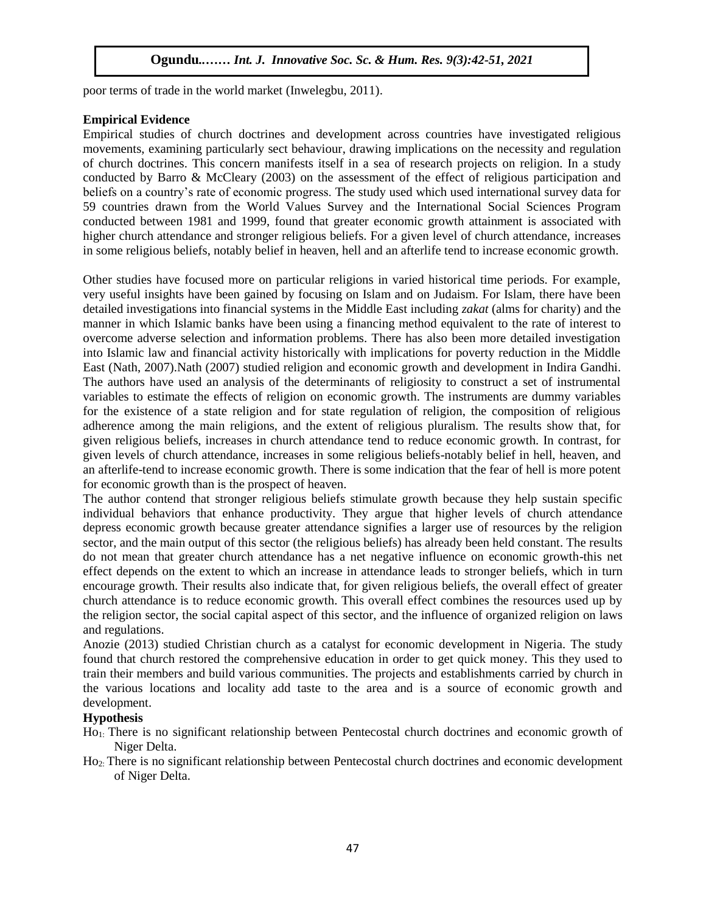poor terms of trade in the world market (Inwelegbu, 2011).

**Empirical Evidence**

Empirical studies of church doctrines and development across countries have investigated religious movements, examining particularly sect behaviour, drawing implications on the necessity and regulation of church doctrines. This concern manifests itself in a sea of research projects on religion. In a study conducted by Barro & McCleary (2003) on the assessment of the effect of religious participation and beliefs on a country's rate of economic progress. The study used which used international survey data for 59 countries drawn from the World Values Survey and the International Social Sciences Program conducted between 1981 and 1999, found that greater economic growth attainment is associated with higher church attendance and stronger religious beliefs. For a given level of church attendance, increases in some religious beliefs, notably belief in heaven, hell and an afterlife tend to increase economic growth.

Other studies have focused more on particular religions in varied historical time periods. For example, very useful insights have been gained by focusing on Islam and on Judaism. For Islam, there have been detailed investigations into financial systems in the Middle East including *zakat* (alms for charity) and the manner in which Islamic banks have been using a financing method equivalent to the rate of interest to overcome adverse selection and information problems. There has also been more detailed investigation into Islamic law and financial activity historically with implications for poverty reduction in the Middle East (Nath, 2007).Nath (2007) studied religion and economic growth and development in Indira Gandhi. The authors have used an analysis of the determinants of religiosity to construct a set of instrumental variables to estimate the effects of religion on economic growth. The instruments are dummy variables for the existence of a state religion and for state regulation of religion, the composition of religious adherence among the main religions, and the extent of religious pluralism. The results show that, for given religious beliefs, increases in church attendance tend to reduce economic growth. In contrast, for given levels of church attendance, increases in some religious beliefs-notably belief in hell, heaven, and an afterlife-tend to increase economic growth. There is some indication that the fear of hell is more potent for economic growth than is the prospect of heaven.

The author contend that stronger religious beliefs stimulate growth because they help sustain specific individual behaviors that enhance productivity. They argue that higher levels of church attendance depress economic growth because greater attendance signifies a larger use of resources by the religion sector, and the main output of this sector (the religious beliefs) has already been held constant. The results do not mean that greater church attendance has a net negative influence on economic growth-this net effect depends on the extent to which an increase in attendance leads to stronger beliefs, which in turn encourage growth. Their results also indicate that, for given religious beliefs, the overall effect of greater church attendance is to reduce economic growth. This overall effect combines the resources used up by the religion sector, the social capital aspect of this sector, and the influence of organized religion on laws and regulations.

Anozie (2013) studied Christian church as a catalyst for economic development in Nigeria. The study found that church restored the comprehensive education in order to get quick money. This they used to train their members and build various communities. The projects and establishments carried by church in the various locations and locality add taste to the area and is a source of economic growth and development.

**Hypothesis**

$Ho_1$: There is no significant relationship between Pentecostal church doctrines and economic growth of Niger Delta.

$Ho_2$: There is no significant relationship between Pentecostal church doctrines and economic development of Niger Delta.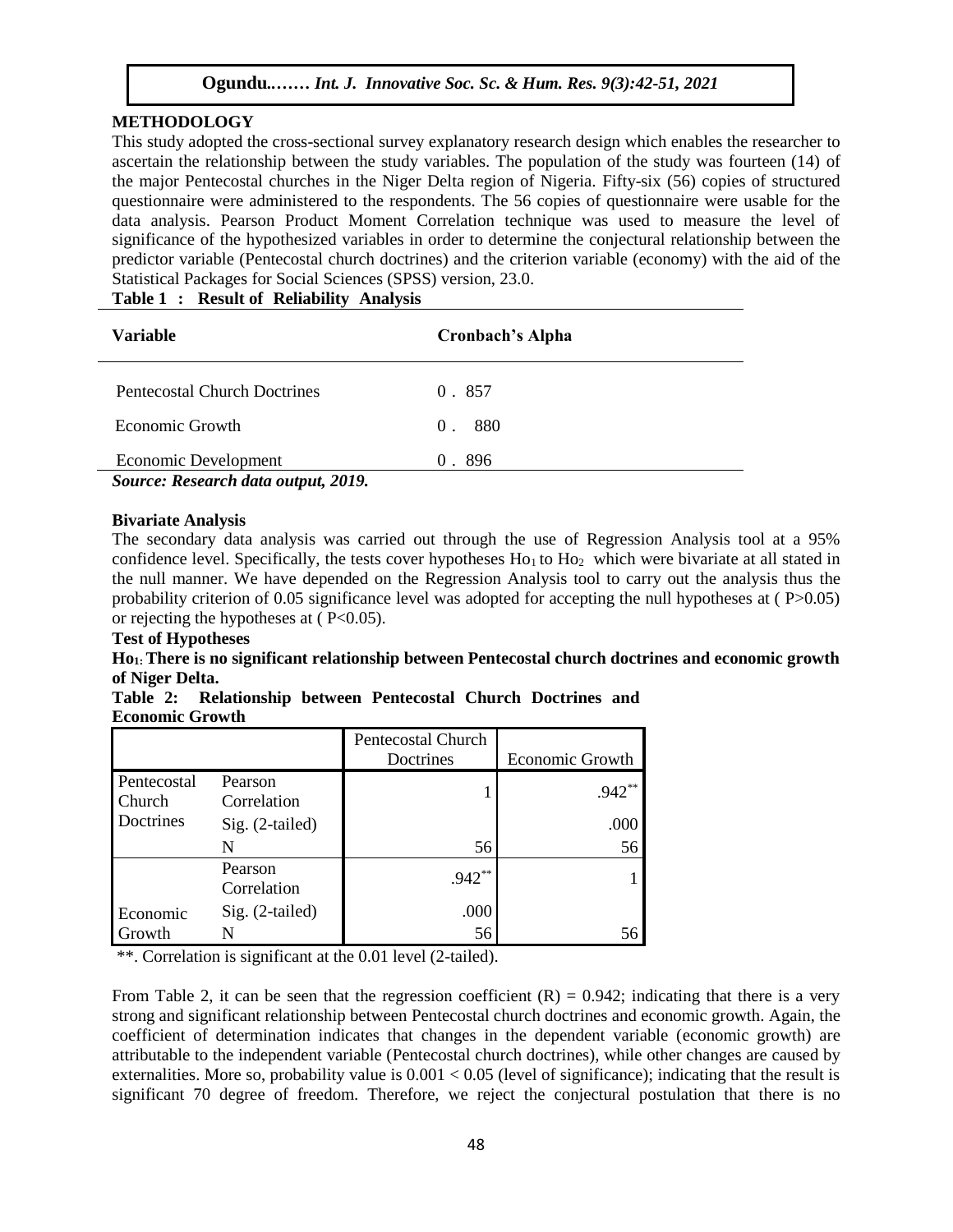## METHODOLOGY

This study adopted the cross-sectional survey explanatory research design which enables the researcher to ascertain the relationship between the study variables. The population of the study was fourteen (14) of the major Pentecostal churches in the Niger Delta region of Nigeria. Fifty-six (56) copies of structured questionnaire were administered to the respondents. The 56 copies of questionnaire were usable for the data analysis. Pearson Product Moment Correlation technique was used to measure the level of significance of the hypothesized variables in order to determine the conjectural relationship between the predictor variable (Pentecostal church doctrines) and the criterion variable (economy) with the aid of the Statistical Packages for Social Sciences (SPSS) version, 23.0.

**Table 1 : Result of Reliability Analysis**

| Variable | Cronbach's Alpha |
|---|---|
| Pentecostal Church Doctrines | 0 . 857 |
| Economic Growth | 0 . 880 |
| Economic Development | 0 . 896 |

*Source: Research data output, 2019.*

**Bivariate Analysis**

The secondary data analysis was carried out through the use of Regression Analysis tool at a 95% confidence level. Specifically, the tests cover hypotheses $Ho_1$ to $Ho_2$ which were bivariate at all stated in the null manner. We have depended on the Regression Analysis tool to carry out the analysis thus the probability criterion of 0.05 significance level was adopted for accepting the null hypotheses at ( P>0.05) or rejecting the hypotheses at ( P<0.05).

**Test of Hypotheses**

**$Ho_1$: There is no significant relationship between Pentecostal church doctrines and economic growth of Niger Delta.**

**Table 2: Relationship between Pentecostal Church Doctrines and Economic Growth**

| | | Pentecostal Church Doctrines | Economic Growth |
|---|---|---|---|
| Pentecostal Church Doctrines | Pearson Correlation | 1 | .942** |
| | Sig. (2-tailed) | | .000 |
| | N | 56 | 56 |
| Economic Growth | Pearson Correlation | .942** | 1 |
| | Sig. (2-tailed) | .000 | |
| | N | 56 | 56 |

**. Correlation is significant at the 0.01 level (2-tailed).

From Table 2, it can be seen that the regression coefficient (R) = 0.942; indicating that there is a very strong and significant relationship between Pentecostal church doctrines and economic growth. Again, the coefficient of determination indicates that changes in the dependent variable (economic growth) are attributable to the independent variable (Pentecostal church doctrines), while other changes are caused by externalities. More so, probability value is 0.001 < 0.05 (level of significance); indicating that the result is significant 70 degree of freedom. Therefore, we reject the conjectural postulation that there is no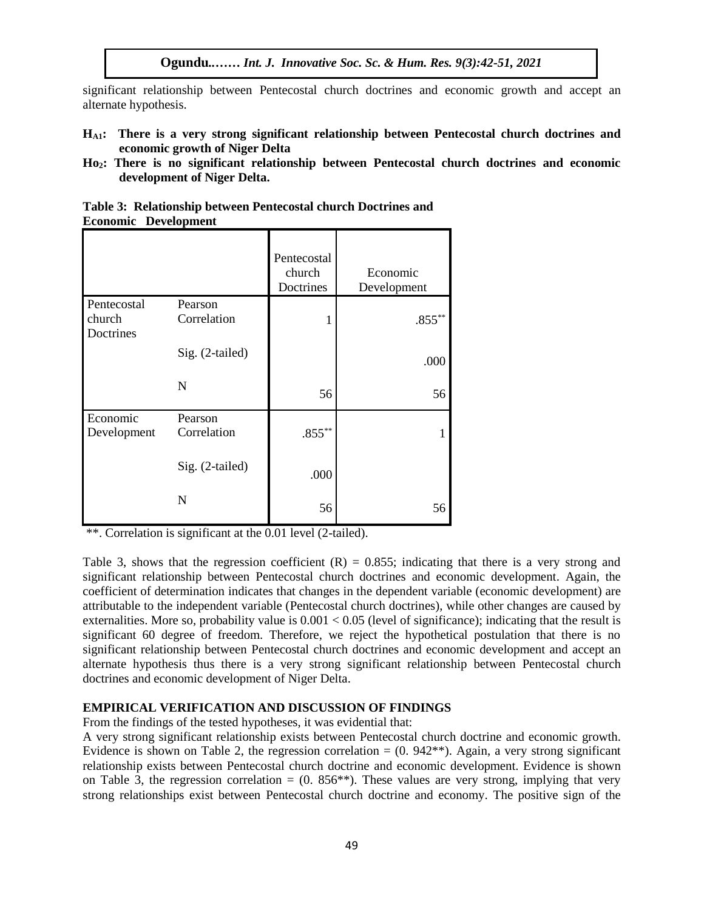significant relationship between Pentecostal church doctrines and economic growth and accept an alternate hypothesis.

**$H_{A1}$: There is a very strong significant relationship between Pentecostal church doctrines and economic growth of Niger Delta**

**$Ho_2$: There is no significant relationship between Pentecostal church doctrines and economic development of Niger Delta.**

**Table 3: Relationship between Pentecostal church Doctrines and Economic Development**

| | | Pentecostal church Doctrines | Economic Development |
|---|---|---|---|
| Pentecostal church Doctrines | Pearson Correlation | 1 | .855** |
| | Sig. (2-tailed) | | .000 |
| | N | 56 | 56 |
| Economic Development | Pearson Correlation | .855** | 1 |
| | Sig. (2-tailed) | .000 | |
| | N | 56 | 56 |

**. Correlation is significant at the 0.01 level (2-tailed).

Table 3, shows that the regression coefficient (R) = 0.855; indicating that there is a very strong and significant relationship between Pentecostal church doctrines and economic development. Again, the coefficient of determination indicates that changes in the dependent variable (economic development) are attributable to the independent variable (Pentecostal church doctrines), while other changes are caused by externalities. More so, probability value is $0.001 < 0.05$ (level of significance); indicating that the result is significant 60 degree of freedom. Therefore, we reject the hypothetical postulation that there is no significant relationship between Pentecostal church doctrines and economic development and accept an alternate hypothesis thus there is a very strong significant relationship between Pentecostal church doctrines and economic development of Niger Delta.

## EMPIRICAL VERIFICATION AND DISCUSSION OF FINDINGS

From the findings of the tested hypotheses, it was evidential that:

A very strong significant relationship exists between Pentecostal church doctrine and economic growth. Evidence is shown on Table 2, the regression correlation = (0. 942**). Again, a very strong significant relationship exists between Pentecostal church doctrine and economic development. Evidence is shown on Table 3, the regression correlation = (0. 856**). These values are very strong, implying that very strong relationships exist between Pentecostal church doctrine and economy. The positive sign of the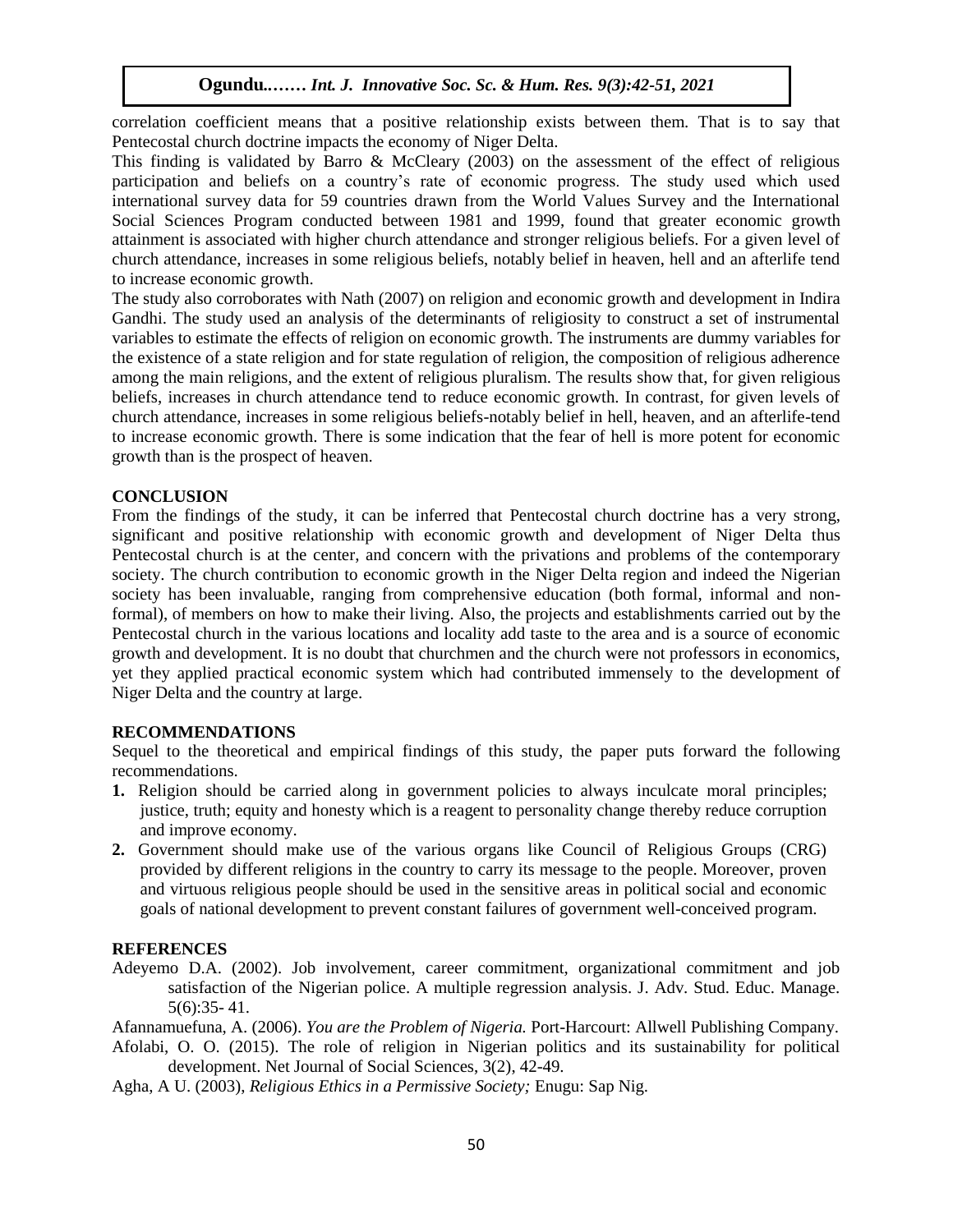correlation coefficient means that a positive relationship exists between them. That is to say that Pentecostal church doctrine impacts the economy of Niger Delta.

This finding is validated by Barro & McCleary (2003) on the assessment of the effect of religious participation and beliefs on a country's rate of economic progress. The study used which used international survey data for 59 countries drawn from the World Values Survey and the International Social Sciences Program conducted between 1981 and 1999, found that greater economic growth attainment is associated with higher church attendance and stronger religious beliefs. For a given level of church attendance, increases in some religious beliefs, notably belief in heaven, hell and an afterlife tend to increase economic growth.

The study also corroborates with Nath (2007) on religion and economic growth and development in Indira Gandhi. The study used an analysis of the determinants of religiosity to construct a set of instrumental variables to estimate the effects of religion on economic growth. The instruments are dummy variables for the existence of a state religion and for state regulation of religion, the composition of religious adherence among the main religions, and the extent of religious pluralism. The results show that, for given religious beliefs, increases in church attendance tend to reduce economic growth. In contrast, for given levels of church attendance, increases in some religious beliefs-notably belief in hell, heaven, and an afterlife-tend to increase economic growth. There is some indication that the fear of hell is more potent for economic growth than is the prospect of heaven.

## CONCLUSION

From the findings of the study, it can be inferred that Pentecostal church doctrine has a very strong, significant and positive relationship with economic growth and development of Niger Delta thus Pentecostal church is at the center, and concern with the privations and problems of the contemporary society. The church contribution to economic growth in the Niger Delta region and indeed the Nigerian society has been invaluable, ranging from comprehensive education (both formal, informal and non-formal), of members on how to make their living. Also, the projects and establishments carried out by the Pentecostal church in the various locations and locality add taste to the area and is a source of economic growth and development. It is no doubt that churchmen and the church were not professors in economics, yet they applied practical economic system which had contributed immensely to the development of Niger Delta and the country at large.

## RECOMMENDATIONS

Sequel to the theoretical and empirical findings of this study, the paper puts forward the following recommendations.

1. Religion should be carried along in government policies to always inculcate moral principles; justice, truth; equity and honesty which is a reagent to personality change thereby reduce corruption and improve economy.
2. Government should make use of the various organs like Council of Religious Groups (CRG) provided by different religions in the country to carry its message to the people. Moreover, proven and virtuous religious people should be used in the sensitive areas in political social and economic goals of national development to prevent constant failures of government well-conceived program.

## REFERENCES

Adeyemo D.A. (2002). Job involvement, career commitment, organizational commitment and job satisfaction of the Nigerian police. A multiple regression analysis. J. Adv. Stud. Educ. Manage. 5(6):35- 41.

Afannamuefuna, A. (2006). *You are the Problem of Nigeria.* Port-Harcourt: Allwell Publishing Company.

Afolabi, O. O. (2015). The role of religion in Nigerian politics and its sustainability for political development. Net Journal of Social Sciences, 3(2), 42-49.

Agha, A U. (2003), *Religious Ethics in a Permissive Society;* Enugu: Sap Nig.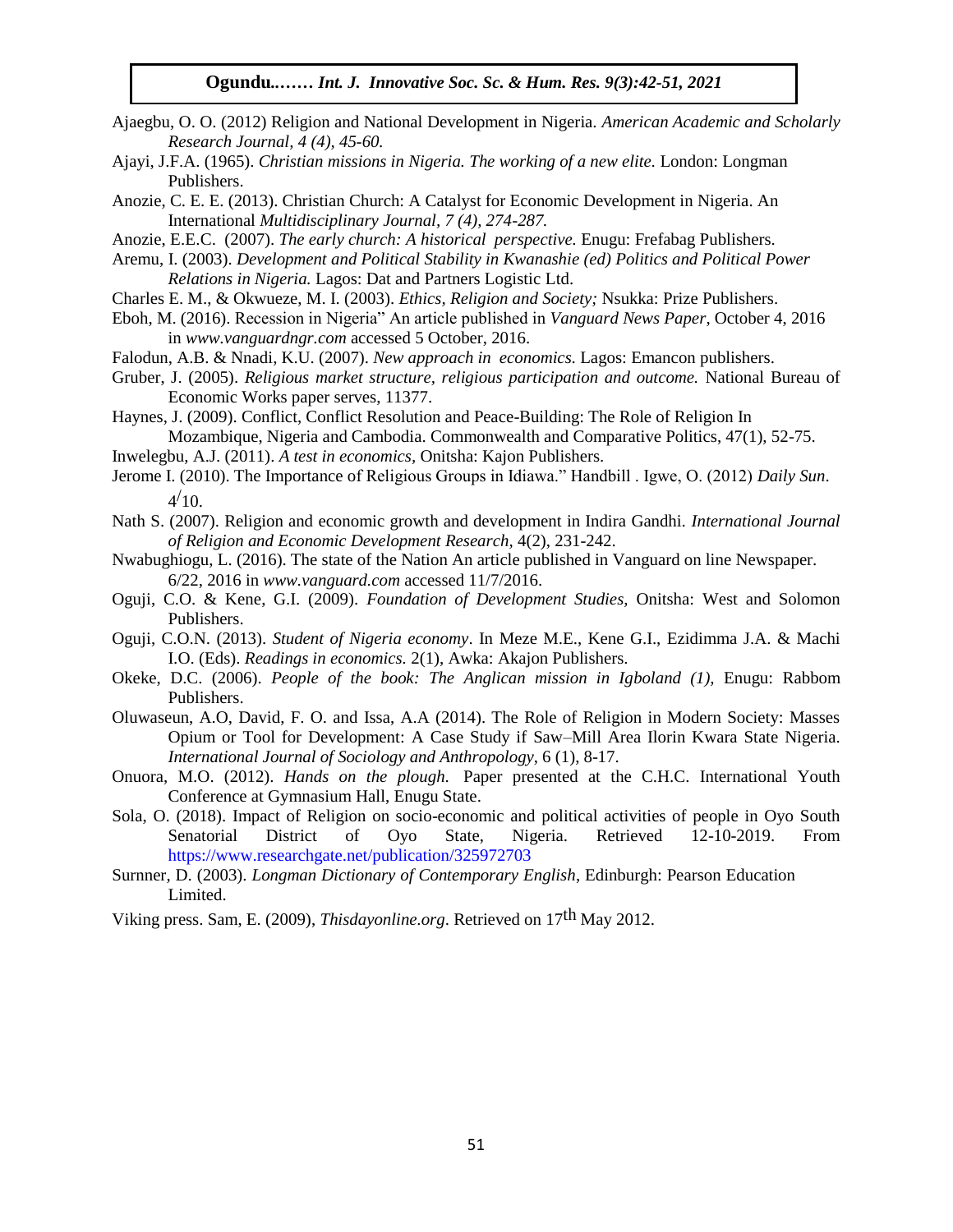Ajaegbu, O. O. (2012) Religion and National Development in Nigeria. *American Academic and Scholarly Research Journal, 4 (4), 45-60.*

Ajayi, J.F.A. (1965). *Christian missions in Nigeria. The working of a new elite.* London: Longman Publishers.

Anozie, C. E. E. (2013). Christian Church: A Catalyst for Economic Development in Nigeria. An International *Multidisciplinary Journal, 7 (4), 274-287.*

Anozie, E.E.C. (2007). *The early church: A historical perspective.* Enugu: Frefabag Publishers.

Aremu, I. (2003). *Development and Political Stability in Kwanashie (ed) Politics and Political Power Relations in Nigeria.* Lagos: Dat and Partners Logistic Ltd.

Charles E. M., & Okwueze, M. I. (2003). *Ethics, Religion and Society;* Nsukka: Prize Publishers.

Eboh, M. (2016). Recession in Nigeria" An article published in *Vanguard News Paper*, October 4, 2016 in *www.vanguardngr.com* accessed 5 October, 2016.

Falodun, A.B. & Nnadi, K.U. (2007). *New approach in economics.* Lagos: Emancon publishers.

Gruber, J. (2005). *Religious market structure, religious participation and outcome.* National Bureau of Economic Works paper serves, 11377.

Haynes, J. (2009). Conflict, Conflict Resolution and Peace-Building: The Role of Religion In Mozambique, Nigeria and Cambodia. Commonwealth and Comparative Politics, 47(1), 52-75.

Inwelegbu, A.J. (2011). *A test in economics,* Onitsha: Kajon Publishers.

Jerome I. (2010). The Importance of Religious Groups in Idiawa." Handbill . Igwe, O. (2012) *Daily Sun*. 4/10.

Nath S. (2007). Religion and economic growth and development in Indira Gandhi. *International Journal of Religion and Economic Development Research,* 4(2), 231-242.

Nwabughiogu, L. (2016). The state of the Nation An article published in Vanguard on line Newspaper. 6/22, 2016 in *www.vanguard.com* accessed 11/7/2016.

Oguji, C.O. & Kene, G.I. (2009). *Foundation of Development Studies,* Onitsha: West and Solomon Publishers.

Oguji, C.O.N. (2013). *Student of Nigeria economy*. In Meze M.E., Kene G.I., Ezidimma J.A. & Machi I.O. (Eds). *Readings in economics.* 2(1), Awka: Akajon Publishers.

Okeke, D.C. (2006). *People of the book: The Anglican mission in Igboland (1),* Enugu: Rabbom Publishers.

Oluwaseun, A.O, David, F. O. and Issa, A.A (2014). The Role of Religion in Modern Society: Masses Opium or Tool for Development: A Case Study if Saw–Mill Area Ilorin Kwara State Nigeria. *International Journal of Sociology and Anthropology*, 6 (1), 8-17.

Onuora, M.O. (2012). *Hands on the plough.* Paper presented at the C.H.C. International Youth Conference at Gymnasium Hall, Enugu State.

Sola, O. (2018). Impact of Religion on socio-economic and political activities of people in Oyo South Senatorial District of Oyo State, Nigeria. Retrieved 12-10-2019. From https://www.researchgate.net/publication/325972703

Surnner, D. (2003). *Longman Dictionary of Contemporary English*, Edinburgh: Pearson Education Limited.

Viking press. Sam, E. (2009), *Thisdayonline.org*. Retrieved on 17th May 2012.